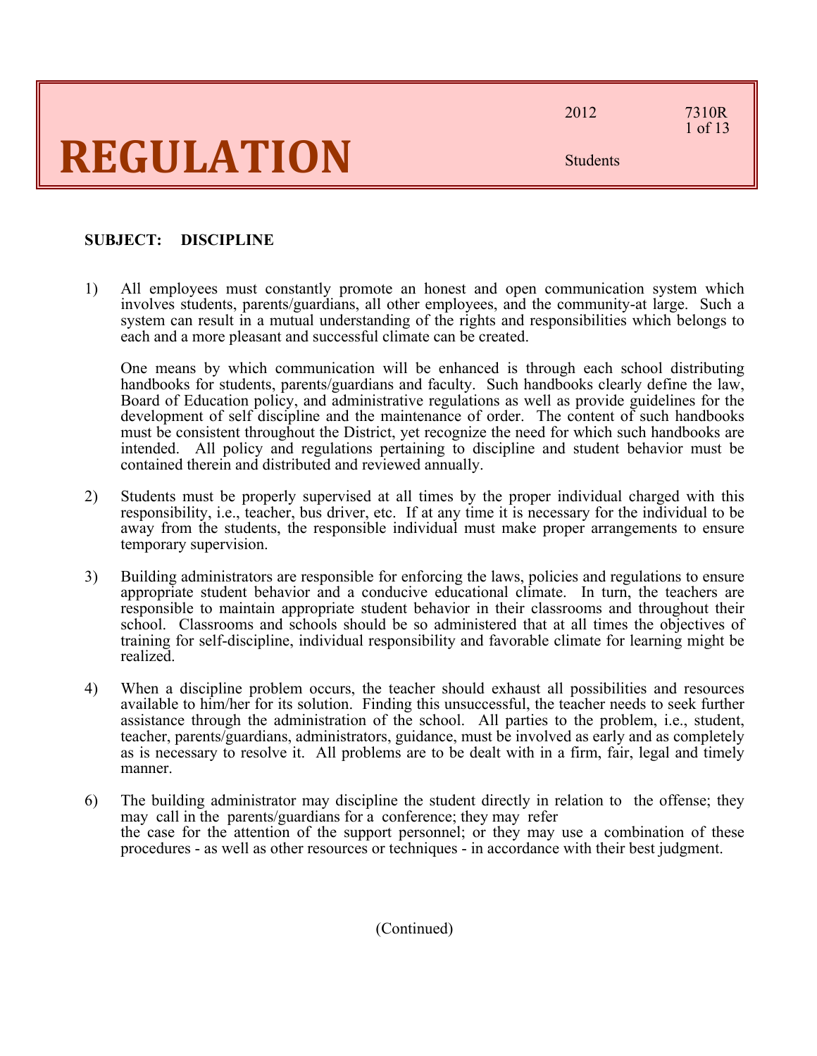# REGULATION

2012 7310R

Students

**SUBJECT: DISCIPLINE**

1) All employees must constantly promote an honest and open communication system which involves students, parents/guardians, all other employees, and the community-at large. Such a system can result in a mutual understanding of the rights and responsibilities which belongs to each and a more pleasant and successful climate can be created.

   One means by which communication will be enhanced is through each school distributing handbooks for students, parents/guardians and faculty. Such handbooks clearly define the law, Board of Education policy, and administrative regulations as well as provide guidelines for the development of self discipline and the maintenance of order. The content of such handbooks must be consistent throughout the District, yet recognize the need for which such handbooks are intended. All policy and regulations pertaining to discipline and student behavior must be contained therein and distributed and reviewed annually.

2) Students must be properly supervised at all times by the proper individual charged with this responsibility, i.e., teacher, bus driver, etc. If at any time it is necessary for the individual to be away from the students, the responsible individual must make proper arrangements to ensure temporary supervision.

3) Building administrators are responsible for enforcing the laws, policies and regulations to ensure appropriate student behavior and a conducive educational climate. In turn, the teachers are responsible to maintain appropriate student behavior in their classrooms and throughout their school. Classrooms and schools should be so administered that at all times the objectives of training for self-discipline, individual responsibility and favorable climate for learning might be realized.

4) When a discipline problem occurs, the teacher should exhaust all possibilities and resources available to him/her for its solution. Finding this unsuccessful, the teacher needs to seek further assistance through the administration of the school. All parties to the problem, i.e., student, teacher, parents/guardians, administrators, guidance, must be involved as early and as completely as is necessary to resolve it. All problems are to be dealt with in a firm, fair, legal and timely manner.

6) The building administrator may discipline the student directly in relation to the offense; they may call in the parents/guardians for a conference; they may refer the case for the attention of the support personnel; or they may use a combination of these procedures - as well as other resources or techniques - in accordance with their best judgment.

(Continued)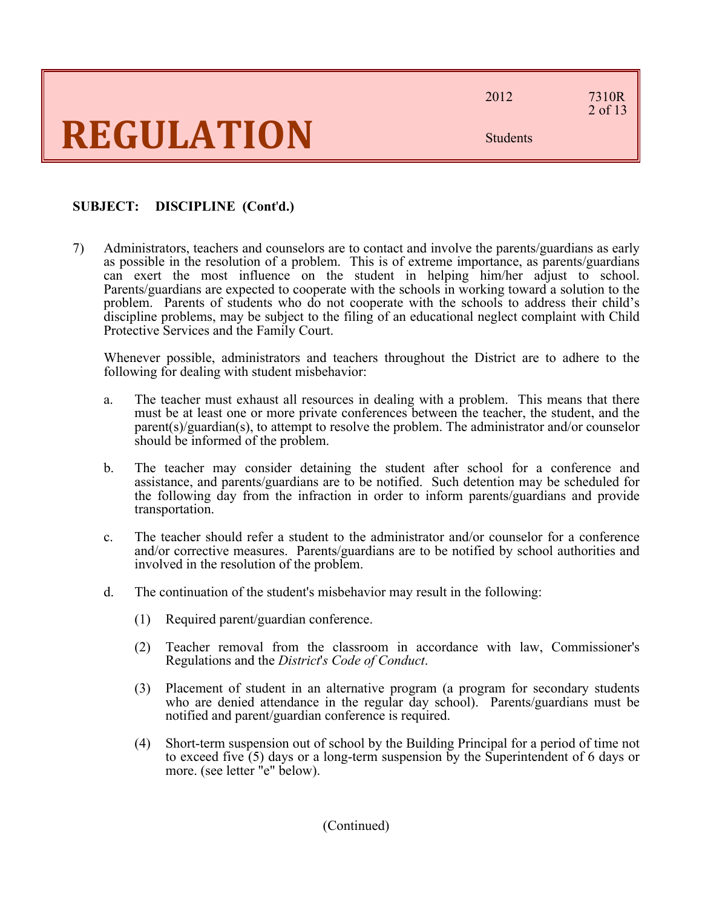**SUBJECT: DISCIPLINE (Cont'd.)**

7) Administrators, teachers and counselors are to contact and involve the parents/guardians as early as possible in the resolution of a problem. This is of extreme importance, as parents/guardians can exert the most influence on the student in helping him/her adjust to school. Parents/guardians are expected to cooperate with the schools in working toward a solution to the problem. Parents of students who do not cooperate with the schools to address their child's discipline problems, may be subject to the filing of an educational neglect complaint with Child Protective Services and the Family Court.

   Whenever possible, administrators and teachers throughout the District are to adhere to the following for dealing with student misbehavior:

   a. The teacher must exhaust all resources in dealing with a problem. This means that there must be at least one or more private conferences between the teacher, the student, and the parent(s)/guardian(s), to attempt to resolve the problem. The administrator and/or counselor should be informed of the problem.

   b. The teacher may consider detaining the student after school for a conference and assistance, and parents/guardians are to be notified. Such detention may be scheduled for the following day from the infraction in order to inform parents/guardians and provide transportation.

   c. The teacher should refer a student to the administrator and/or counselor for a conference and/or corrective measures. Parents/guardians are to be notified by school authorities and involved in the resolution of the problem.

   d. The continuation of the student's misbehavior may result in the following:

      (1) Required parent/guardian conference.

      (2) Teacher removal from the classroom in accordance with law, Commissioner's Regulations and the *District's Code of Conduct*.

      (3) Placement of student in an alternative program (a program for secondary students who are denied attendance in the regular day school). Parents/guardians must be notified and parent/guardian conference is required.

      (4) Short-term suspension out of school by the Building Principal for a period of time not to exceed five (5) days or a long-term suspension by the Superintendent of 6 days or more. (see letter "e" below).

(Continued)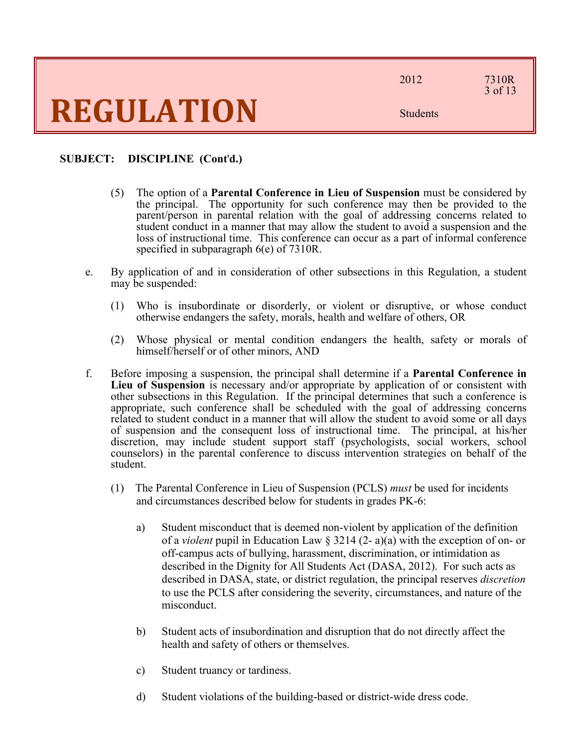**SUBJECT: DISCIPLINE (Cont'd.)**

(5) The option of a **Parental Conference in Lieu of Suspension** must be considered by the principal. The opportunity for such conference may then be provided to the parent/person in parental relation with the goal of addressing concerns related to student conduct in a manner that may allow the student to avoid a suspension and the loss of instructional time. This conference can occur as a part of informal conference specified in subparagraph 6(e) of 7310R.

e. By application of and in consideration of other subsections in this Regulation, a student may be suspended:

   (1) Who is insubordinate or disorderly, or violent or disruptive, or whose conduct otherwise endangers the safety, morals, health and welfare of others, OR

   (2) Whose physical or mental condition endangers the health, safety or morals of himself/herself or of other minors, AND

f. Before imposing a suspension, the principal shall determine if a **Parental Conference in Lieu of Suspension** is necessary and/or appropriate by application of or consistent with other subsections in this Regulation. If the principal determines that such a conference is appropriate, such conference shall be scheduled with the goal of addressing concerns related to student conduct in a manner that will allow the student to avoid some or all days of suspension and the consequent loss of instructional time. The principal, at his/her discretion, may include student support staff (psychologists, social workers, school counselors) in the parental conference to discuss intervention strategies on behalf of the student.

   (1) The Parental Conference in Lieu of Suspension (PCLS) *must* be used for incidents and circumstances described below for students in grades PK-6:

      a) Student misconduct that is deemed non-violent by application of the definition of a *violent* pupil in Education Law § 3214 (2- a)(a) with the exception of on- or off-campus acts of bullying, harassment, discrimination, or intimidation as described in the Dignity for All Students Act (DASA, 2012). For such acts as described in DASA, state, or district regulation, the principal reserves *discretion* to use the PCLS after considering the severity, circumstances, and nature of the misconduct.

      b) Student acts of insubordination and disruption that do not directly affect the health and safety of others or themselves.

      c) Student truancy or tardiness.

      d) Student violations of the building-based or district-wide dress code.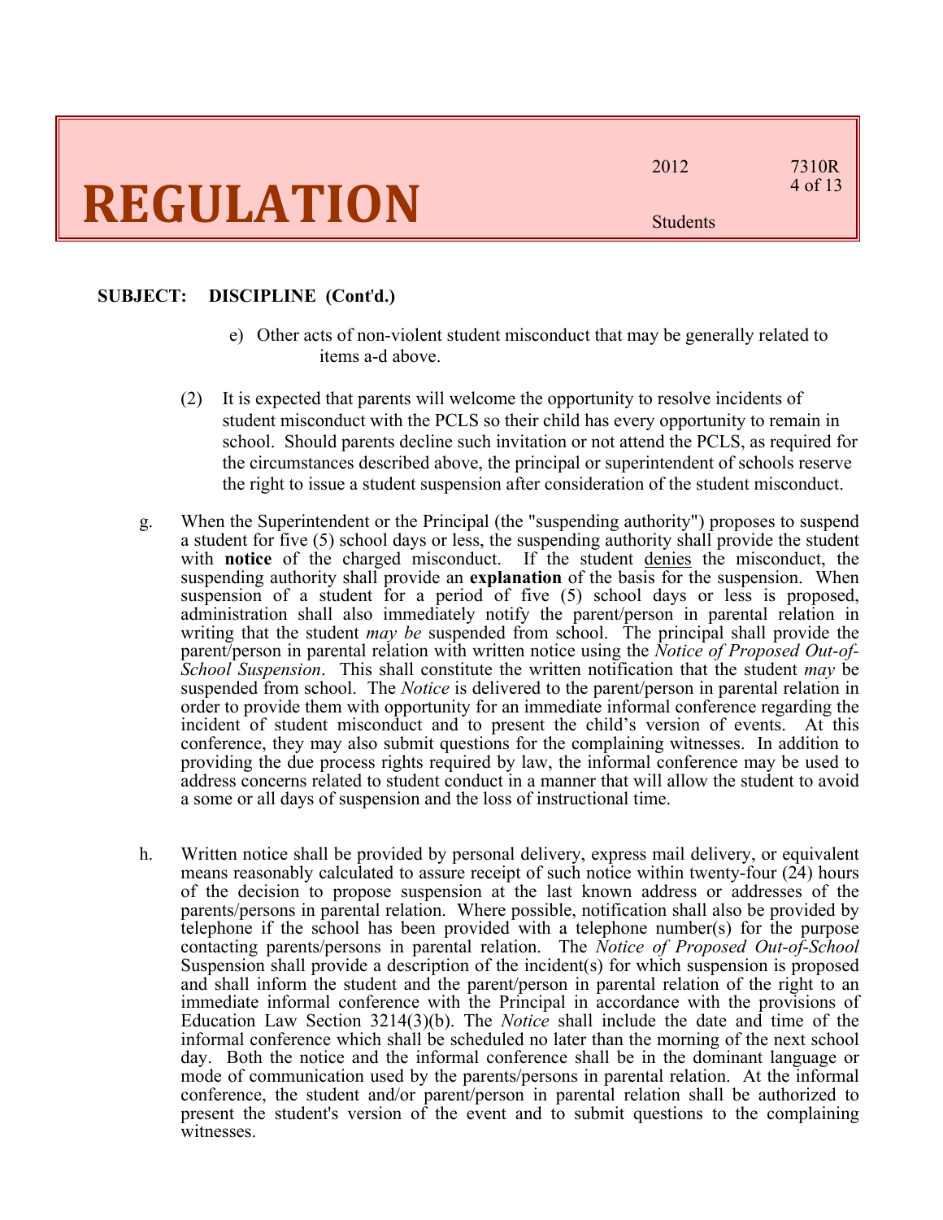**SUBJECT: DISCIPLINE (Cont'd.)**

e) Other acts of non-violent student misconduct that may be generally related to items a-d above.

(2) It is expected that parents will welcome the opportunity to resolve incidents of student misconduct with the PCLS so their child has every opportunity to remain in school. Should parents decline such invitation or not attend the PCLS, as required for the circumstances described above, the principal or superintendent of schools reserve the right to issue a student suspension after consideration of the student misconduct.

g. When the Superintendent or the Principal (the "suspending authority") proposes to suspend a student for five (5) school days or less, the suspending authority shall provide the student with **notice** of the charged misconduct. If the student <u>denies</u> the misconduct, the suspending authority shall provide an **explanation** of the basis for the suspension. When suspension of a student for a period of five (5) school days or less is proposed, administration shall also immediately notify the parent/person in parental relation in writing that the student *may be* suspended from school. The principal shall provide the parent/person in parental relation with written notice using the *Notice of Proposed Out-of-School Suspension*. This shall constitute the written notification that the student *may* be suspended from school. The *Notice* is delivered to the parent/person in parental relation in order to provide them with opportunity for an immediate informal conference regarding the incident of student misconduct and to present the child's version of events. At this conference, they may also submit questions for the complaining witnesses. In addition to providing the due process rights required by law, the informal conference may be used to address concerns related to student conduct in a manner that will allow the student to avoid a some or all days of suspension and the loss of instructional time.

h. Written notice shall be provided by personal delivery, express mail delivery, or equivalent means reasonably calculated to assure receipt of such notice within twenty-four (24) hours of the decision to propose suspension at the last known address or addresses of the parents/persons in parental relation. Where possible, notification shall also be provided by telephone if the school has been provided with a telephone number(s) for the purpose contacting parents/persons in parental relation. The *Notice of Proposed Out-of-School* Suspension shall provide a description of the incident(s) for which suspension is proposed and shall inform the student and the parent/person in parental relation of the right to an immediate informal conference with the Principal in accordance with the provisions of Education Law Section 3214(3)(b). The *Notice* shall include the date and time of the informal conference which shall be scheduled no later than the morning of the next school day. Both the notice and the informal conference shall be in the dominant language or mode of communication used by the parents/persons in parental relation. At the informal conference, the student and/or parent/person in parental relation shall be authorized to present the student's version of the event and to submit questions to the complaining witnesses.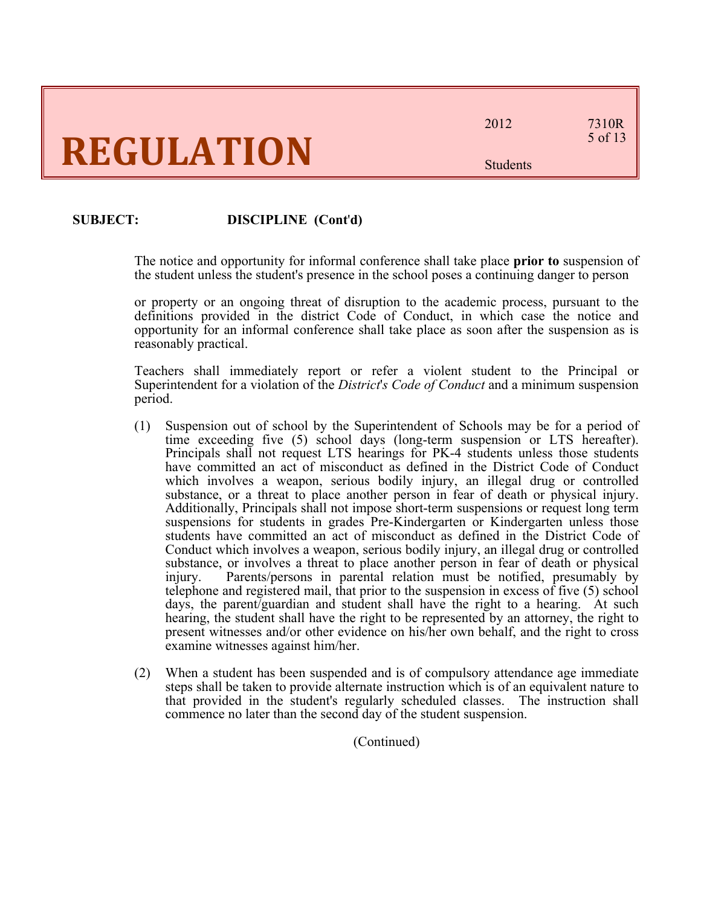**SUBJECT: DISCIPLINE (Cont'd)**

The notice and opportunity for informal conference shall take place **prior to** suspension of the student unless the student's presence in the school poses a continuing danger to person

or property or an ongoing threat of disruption to the academic process, pursuant to the definitions provided in the district Code of Conduct, in which case the notice and opportunity for an informal conference shall take place as soon after the suspension as is reasonably practical.

Teachers shall immediately report or refer a violent student to the Principal or Superintendent for a violation of the *District's Code of Conduct* and a minimum suspension period.

(1) Suspension out of school by the Superintendent of Schools may be for a period of time exceeding five (5) school days (long-term suspension or LTS hereafter). Principals shall not request LTS hearings for PK-4 students unless those students have committed an act of misconduct as defined in the District Code of Conduct which involves a weapon, serious bodily injury, an illegal drug or controlled substance, or a threat to place another person in fear of death or physical injury. Additionally, Principals shall not impose short-term suspensions or request long term suspensions for students in grades Pre-Kindergarten or Kindergarten unless those students have committed an act of misconduct as defined in the District Code of Conduct which involves a weapon, serious bodily injury, an illegal drug or controlled substance, or involves a threat to place another person in fear of death or physical injury. Parents/persons in parental relation must be notified, presumably by telephone and registered mail, that prior to the suspension in excess of five (5) school days, the parent/guardian and student shall have the right to a hearing. At such hearing, the student shall have the right to be represented by an attorney, the right to present witnesses and/or other evidence on his/her own behalf, and the right to cross examine witnesses against him/her.

(2) When a student has been suspended and is of compulsory attendance age immediate steps shall be taken to provide alternate instruction which is of an equivalent nature to that provided in the student's regularly scheduled classes. The instruction shall commence no later than the second day of the student suspension.

(Continued)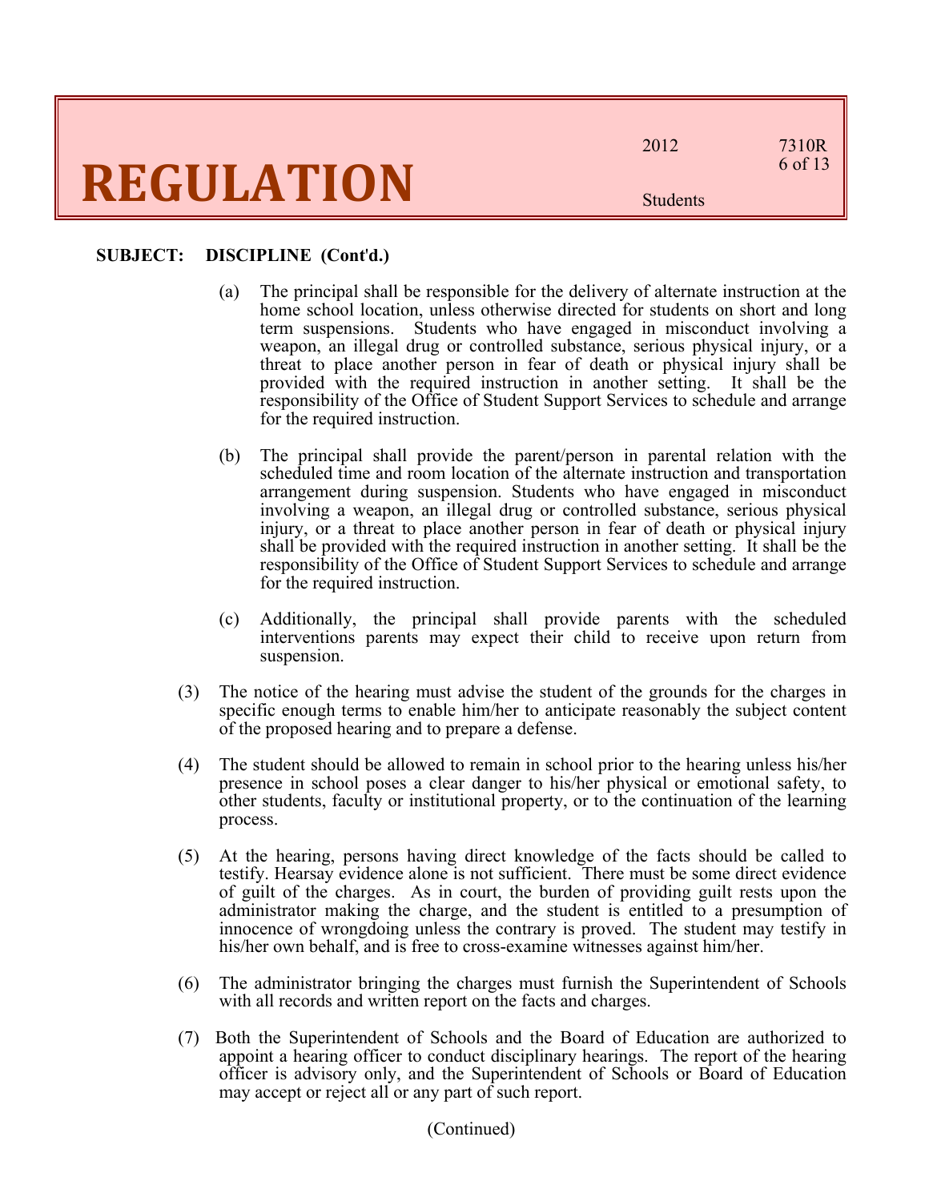**SUBJECT: DISCIPLINE (Cont'd.)**

(a) The principal shall be responsible for the delivery of alternate instruction at the home school location, unless otherwise directed for students on short and long term suspensions. Students who have engaged in misconduct involving a weapon, an illegal drug or controlled substance, serious physical injury, or a threat to place another person in fear of death or physical injury shall be provided with the required instruction in another setting. It shall be the responsibility of the Office of Student Support Services to schedule and arrange for the required instruction.

(b) The principal shall provide the parent/person in parental relation with the scheduled time and room location of the alternate instruction and transportation arrangement during suspension. Students who have engaged in misconduct involving a weapon, an illegal drug or controlled substance, serious physical injury, or a threat to place another person in fear of death or physical injury shall be provided with the required instruction in another setting. It shall be the responsibility of the Office of Student Support Services to schedule and arrange for the required instruction.

(c) Additionally, the principal shall provide parents with the scheduled interventions parents may expect their child to receive upon return from suspension.

(3) The notice of the hearing must advise the student of the grounds for the charges in specific enough terms to enable him/her to anticipate reasonably the subject content of the proposed hearing and to prepare a defense.

(4) The student should be allowed to remain in school prior to the hearing unless his/her presence in school poses a clear danger to his/her physical or emotional safety, to other students, faculty or institutional property, or to the continuation of the learning process.

(5) At the hearing, persons having direct knowledge of the facts should be called to testify. Hearsay evidence alone is not sufficient. There must be some direct evidence of guilt of the charges. As in court, the burden of providing guilt rests upon the administrator making the charge, and the student is entitled to a presumption of innocence of wrongdoing unless the contrary is proved. The student may testify in his/her own behalf, and is free to cross-examine witnesses against him/her.

(6) The administrator bringing the charges must furnish the Superintendent of Schools with all records and written report on the facts and charges.

(7) Both the Superintendent of Schools and the Board of Education are authorized to appoint a hearing officer to conduct disciplinary hearings. The report of the hearing officer is advisory only, and the Superintendent of Schools or Board of Education may accept or reject all or any part of such report.

(Continued)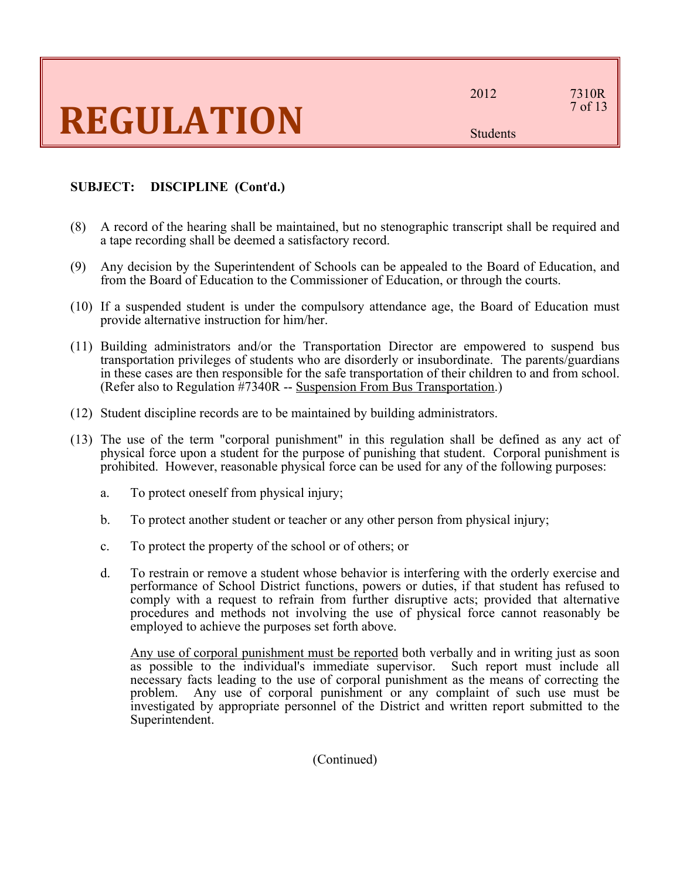**SUBJECT: DISCIPLINE (Cont'd.)**

(8) A record of the hearing shall be maintained, but no stenographic transcript shall be required and a tape recording shall be deemed a satisfactory record.

(9) Any decision by the Superintendent of Schools can be appealed to the Board of Education, and from the Board of Education to the Commissioner of Education, or through the courts.

(10) If a suspended student is under the compulsory attendance age, the Board of Education must provide alternative instruction for him/her.

(11) Building administrators and/or the Transportation Director are empowered to suspend bus transportation privileges of students who are disorderly or insubordinate. The parents/guardians in these cases are then responsible for the safe transportation of their children to and from school. (Refer also to Regulation #7340R -- <u>Suspension From Bus Transportation</u>.)

(12) Student discipline records are to be maintained by building administrators.

(13) The use of the term "corporal punishment" in this regulation shall be defined as any act of physical force upon a student for the purpose of punishing that student. Corporal punishment is prohibited. However, reasonable physical force can be used for any of the following purposes:

   a. To protect oneself from physical injury;

   b. To protect another student or teacher or any other person from physical injury;

   c. To protect the property of the school or of others; or

   d. To restrain or remove a student whose behavior is interfering with the orderly exercise and performance of School District functions, powers or duties, if that student has refused to comply with a request to refrain from further disruptive acts; provided that alternative procedures and methods not involving the use of physical force cannot reasonably be employed to achieve the purposes set forth above.

   <u>Any use of corporal punishment must be reported</u> both verbally and in writing just as soon as possible to the individual's immediate supervisor. Such report must include all necessary facts leading to the use of corporal punishment as the means of correcting the problem. Any use of corporal punishment or any complaint of such use must be investigated by appropriate personnel of the District and written report submitted to the Superintendent.

(Continued)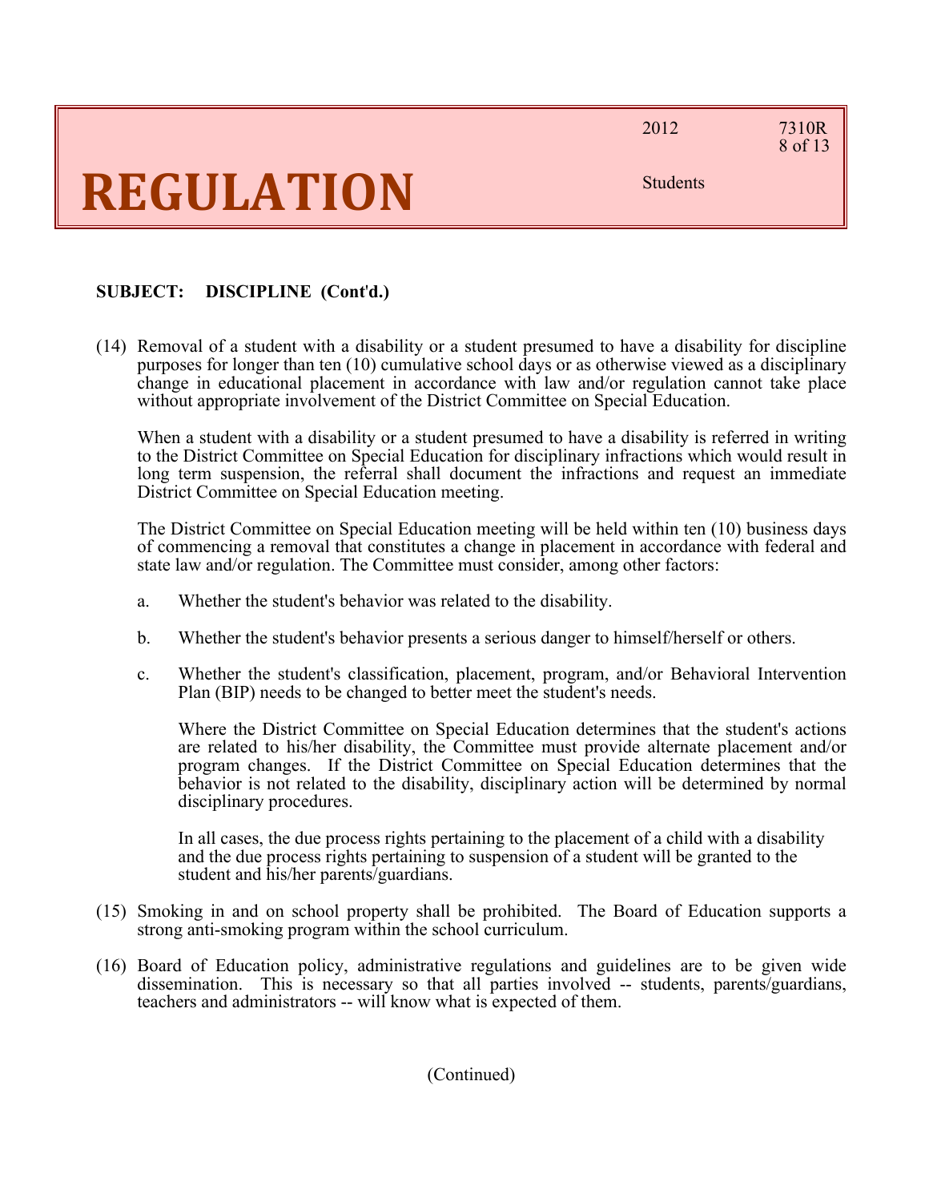**SUBJECT: DISCIPLINE (Cont'd.)**

(14) Removal of a student with a disability or a student presumed to have a disability for discipline purposes for longer than ten (10) cumulative school days or as otherwise viewed as a disciplinary change in educational placement in accordance with law and/or regulation cannot take place without appropriate involvement of the District Committee on Special Education.

When a student with a disability or a student presumed to have a disability is referred in writing to the District Committee on Special Education for disciplinary infractions which would result in long term suspension, the referral shall document the infractions and request an immediate District Committee on Special Education meeting.

The District Committee on Special Education meeting will be held within ten (10) business days of commencing a removal that constitutes a change in placement in accordance with federal and state law and/or regulation. The Committee must consider, among other factors:

a. Whether the student's behavior was related to the disability.

b. Whether the student's behavior presents a serious danger to himself/herself or others.

c. Whether the student's classification, placement, program, and/or Behavioral Intervention Plan (BIP) needs to be changed to better meet the student's needs.

Where the District Committee on Special Education determines that the student's actions are related to his/her disability, the Committee must provide alternate placement and/or program changes. If the District Committee on Special Education determines that the behavior is not related to the disability, disciplinary action will be determined by normal disciplinary procedures.

In all cases, the due process rights pertaining to the placement of a child with a disability and the due process rights pertaining to suspension of a student will be granted to the student and his/her parents/guardians.

(15) Smoking in and on school property shall be prohibited. The Board of Education supports a strong anti-smoking program within the school curriculum.

(16) Board of Education policy, administrative regulations and guidelines are to be given wide dissemination. This is necessary so that all parties involved -- students, parents/guardians, teachers and administrators -- will know what is expected of them.

(Continued)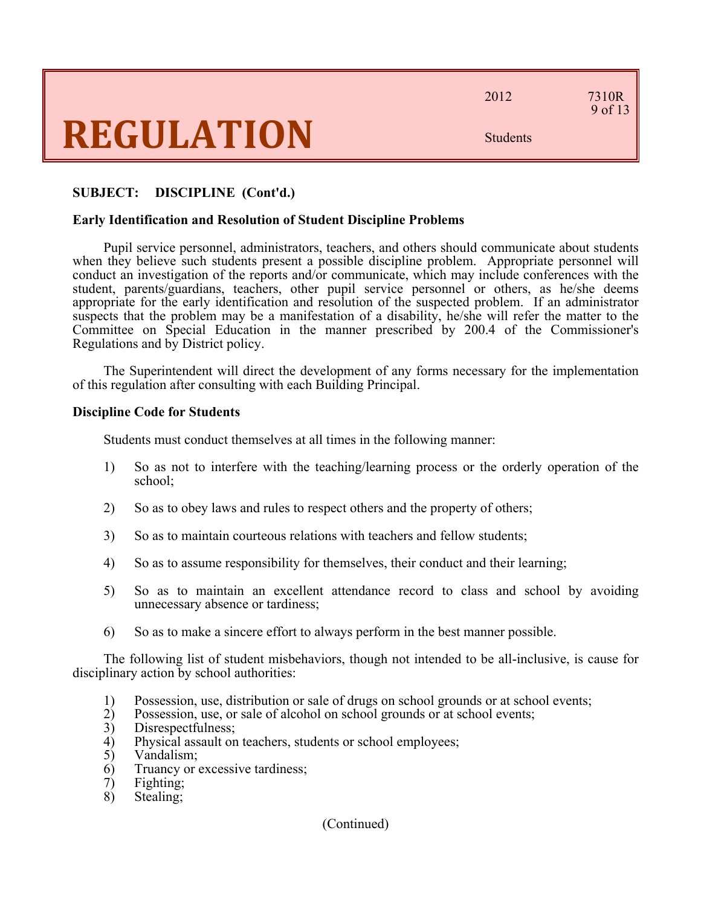**SUBJECT: DISCIPLINE (Cont'd.)**

**Early Identification and Resolution of Student Discipline Problems**

Pupil service personnel, administrators, teachers, and others should communicate about students when they believe such students present a possible discipline problem. Appropriate personnel will conduct an investigation of the reports and/or communicate, which may include conferences with the student, parents/guardians, teachers, other pupil service personnel or others, as he/she deems appropriate for the early identification and resolution of the suspected problem. If an administrator suspects that the problem may be a manifestation of a disability, he/she will refer the matter to the Committee on Special Education in the manner prescribed by 200.4 of the Commissioner's Regulations and by District policy.

The Superintendent will direct the development of any forms necessary for the implementation of this regulation after consulting with each Building Principal.

**Discipline Code for Students**

Students must conduct themselves at all times in the following manner:

1) So as not to interfere with the teaching/learning process or the orderly operation of the school;

2) So as to obey laws and rules to respect others and the property of others;

3) So as to maintain courteous relations with teachers and fellow students;

4) So as to assume responsibility for themselves, their conduct and their learning;

5) So as to maintain an excellent attendance record to class and school by avoiding unnecessary absence or tardiness;

6) So as to make a sincere effort to always perform in the best manner possible.

The following list of student misbehaviors, though not intended to be all-inclusive, is cause for disciplinary action by school authorities:

1) Possession, use, distribution or sale of drugs on school grounds or at school events;
2) Possession, use, or sale of alcohol on school grounds or at school events;
3) Disrespectfulness;
4) Physical assault on teachers, students or school employees;
5) Vandalism;
6) Truancy or excessive tardiness;
7) Fighting;
8) Stealing;

(Continued)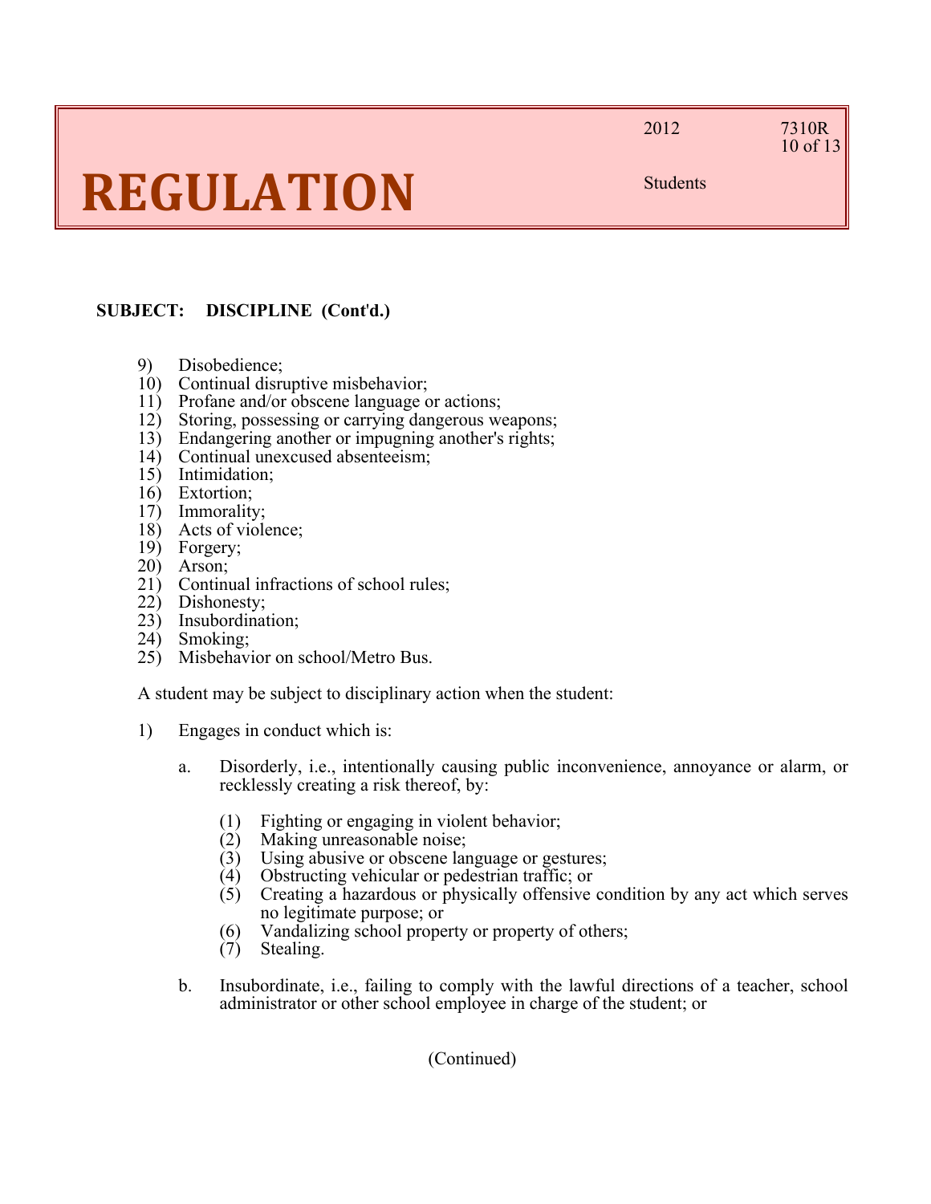**SUBJECT: DISCIPLINE (Cont'd.)**

9) Disobedience;
10) Continual disruptive misbehavior;
11) Profane and/or obscene language or actions;
12) Storing, possessing or carrying dangerous weapons;
13) Endangering another or impugning another's rights;
14) Continual unexcused absenteeism;
15) Intimidation;
16) Extortion;
17) Immorality;
18) Acts of violence;
19) Forgery;
20) Arson;
21) Continual infractions of school rules;
22) Dishonesty;
23) Insubordination;
24) Smoking;
25) Misbehavior on school/Metro Bus.

A student may be subject to disciplinary action when the student:

1) Engages in conduct which is:

    a. Disorderly, i.e., intentionally causing public inconvenience, annoyance or alarm, or recklessly creating a risk thereof, by:

        (1) Fighting or engaging in violent behavior;
        (2) Making unreasonable noise;
        (3) Using abusive or obscene language or gestures;
        (4) Obstructing vehicular or pedestrian traffic; or
        (5) Creating a hazardous or physically offensive condition by any act which serves no legitimate purpose; or
        (6) Vandalizing school property or property of others;
        (7) Stealing.

    b. Insubordinate, i.e., failing to comply with the lawful directions of a teacher, school administrator or other school employee in charge of the student; or

(Continued)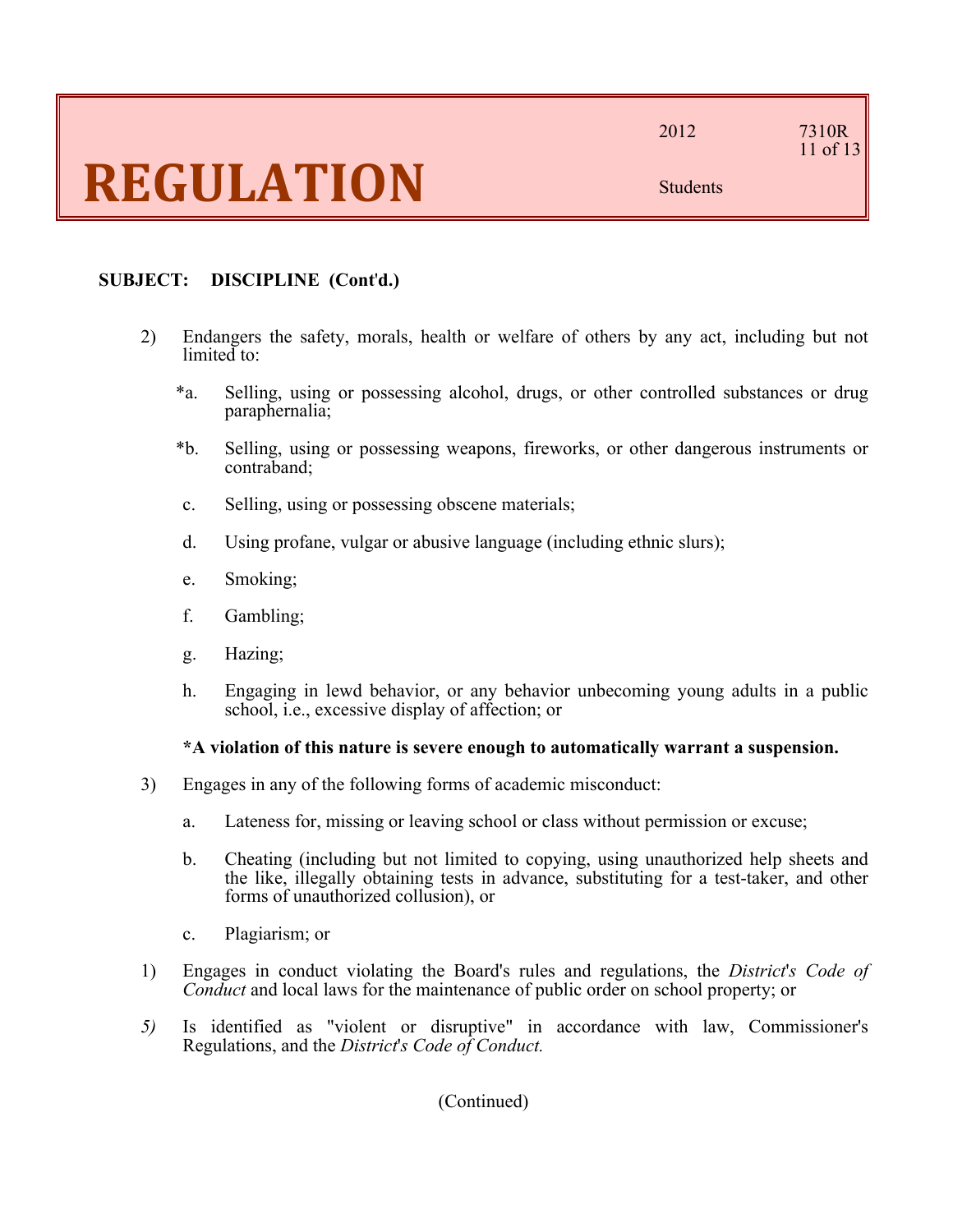**SUBJECT: DISCIPLINE (Cont'd.)**

2) Endangers the safety, morals, health or welfare of others by any act, including but not limited to:

   *a. Selling, using or possessing alcohol, drugs, or other controlled substances or drug paraphernalia;

   *b. Selling, using or possessing weapons, fireworks, or other dangerous instruments or contraband;

   c. Selling, using or possessing obscene materials;

   d. Using profane, vulgar or abusive language (including ethnic slurs);

   e. Smoking;

   f. Gambling;

   g. Hazing;

   h. Engaging in lewd behavior, or any behavior unbecoming young adults in a public school, i.e., excessive display of affection; or

   **\*A violation of this nature is severe enough to automatically warrant a suspension.**

3) Engages in any of the following forms of academic misconduct:

   a. Lateness for, missing or leaving school or class without permission or excuse;

   b. Cheating (including but not limited to copying, using unauthorized help sheets and the like, illegally obtaining tests in advance, substituting for a test-taker, and other forms of unauthorized collusion), or

   c. Plagiarism; or

1) Engages in conduct violating the Board's rules and regulations, the *District's Code of Conduct* and local laws for the maintenance of public order on school property; or

*5)* Is identified as "violent or disruptive" in accordance with law, Commissioner's Regulations, and the *District's Code of Conduct.*

(Continued)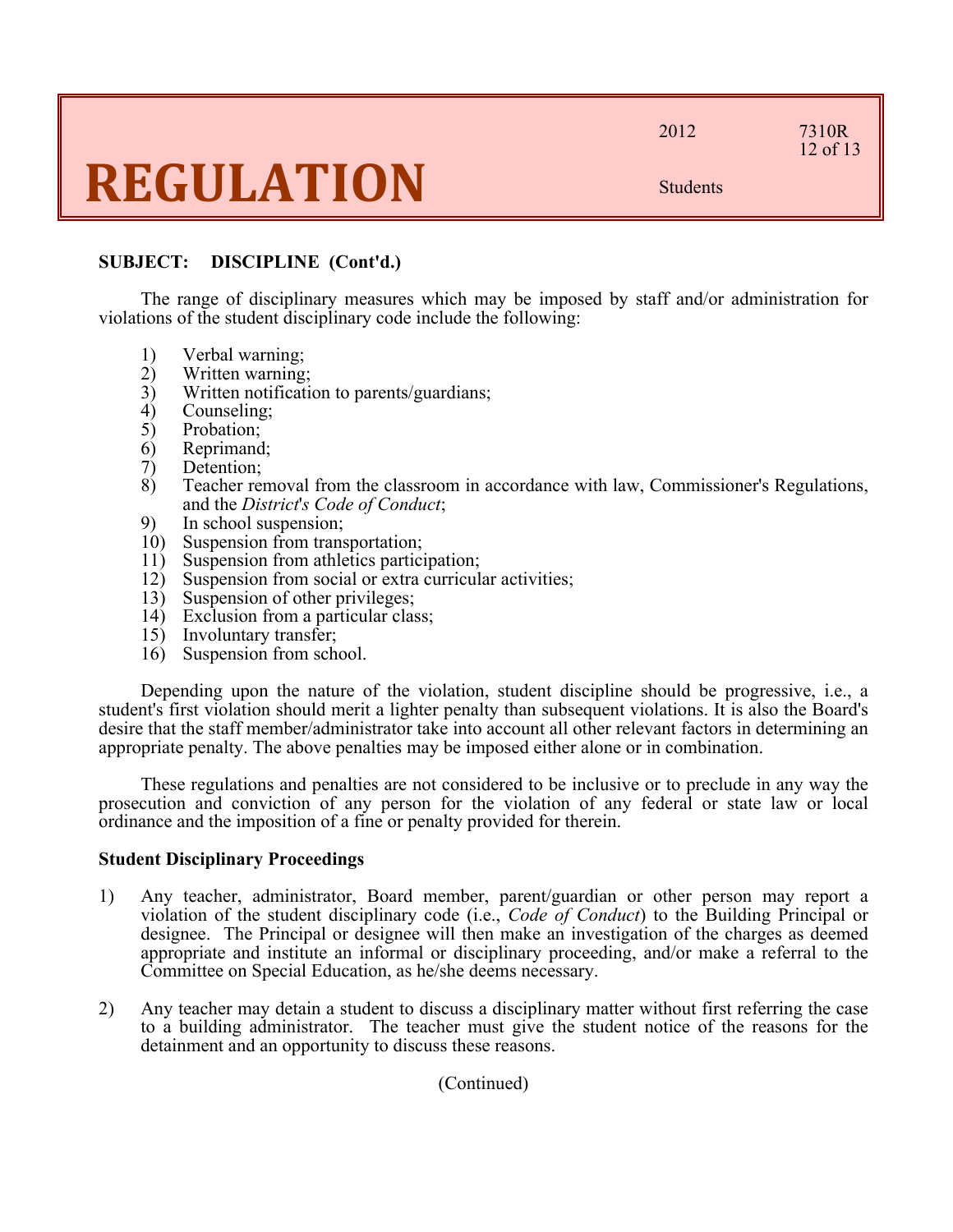**SUBJECT: DISCIPLINE (Cont'd.)**

The range of disciplinary measures which may be imposed by staff and/or administration for violations of the student disciplinary code include the following:

1) Verbal warning;
2) Written warning;
3) Written notification to parents/guardians;
4) Counseling;
5) Probation;
6) Reprimand;
7) Detention;
8) Teacher removal from the classroom in accordance with law, Commissioner's Regulations, and the *District's Code of Conduct*;
9) In school suspension;
10) Suspension from transportation;
11) Suspension from athletics participation;
12) Suspension from social or extra curricular activities;
13) Suspension of other privileges;
14) Exclusion from a particular class;
15) Involuntary transfer;
16) Suspension from school.

Depending upon the nature of the violation, student discipline should be progressive, i.e., a student's first violation should merit a lighter penalty than subsequent violations. It is also the Board's desire that the staff member/administrator take into account all other relevant factors in determining an appropriate penalty. The above penalties may be imposed either alone or in combination.

These regulations and penalties are not considered to be inclusive or to preclude in any way the prosecution and conviction of any person for the violation of any federal or state law or local ordinance and the imposition of a fine or penalty provided for therein.

**Student Disciplinary Proceedings**

1) Any teacher, administrator, Board member, parent/guardian or other person may report a violation of the student disciplinary code (i.e., *Code of Conduct*) to the Building Principal or designee. The Principal or designee will then make an investigation of the charges as deemed appropriate and institute an informal or disciplinary proceeding, and/or make a referral to the Committee on Special Education, as he/she deems necessary.

2) Any teacher may detain a student to discuss a disciplinary matter without first referring the case to a building administrator. The teacher must give the student notice of the reasons for the detainment and an opportunity to discuss these reasons.

(Continued)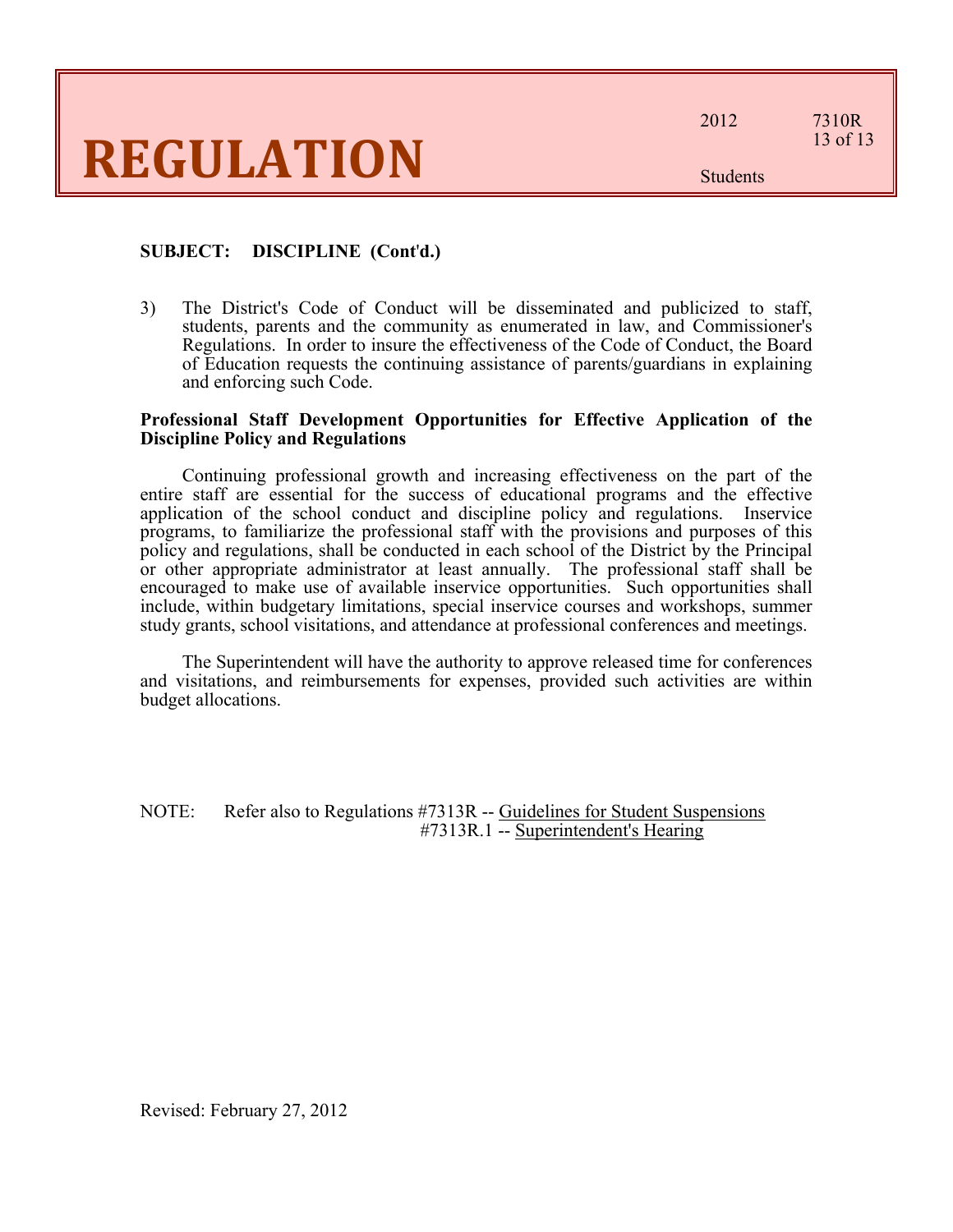**SUBJECT: DISCIPLINE (Cont'd.)**

3) The District's Code of Conduct will be disseminated and publicized to staff, students, parents and the community as enumerated in law, and Commissioner's Regulations. In order to insure the effectiveness of the Code of Conduct, the Board of Education requests the continuing assistance of parents/guardians in explaining and enforcing such Code.

**Professional Staff Development Opportunities for Effective Application of the Discipline Policy and Regulations**

Continuing professional growth and increasing effectiveness on the part of the entire staff are essential for the success of educational programs and the effective application of the school conduct and discipline policy and regulations. Inservice programs, to familiarize the professional staff with the provisions and purposes of this policy and regulations, shall be conducted in each school of the District by the Principal or other appropriate administrator at least annually. The professional staff shall be encouraged to make use of available inservice opportunities. Such opportunities shall include, within budgetary limitations, special inservice courses and workshops, summer study grants, school visitations, and attendance at professional conferences and meetings.

The Superintendent will have the authority to approve released time for conferences and visitations, and reimbursements for expenses, provided such activities are within budget allocations.

NOTE: Refer also to Regulations #7313R -- Guidelines for Student Suspensions
#7313R.1 -- Superintendent's Hearing

Revised: February 27, 2012